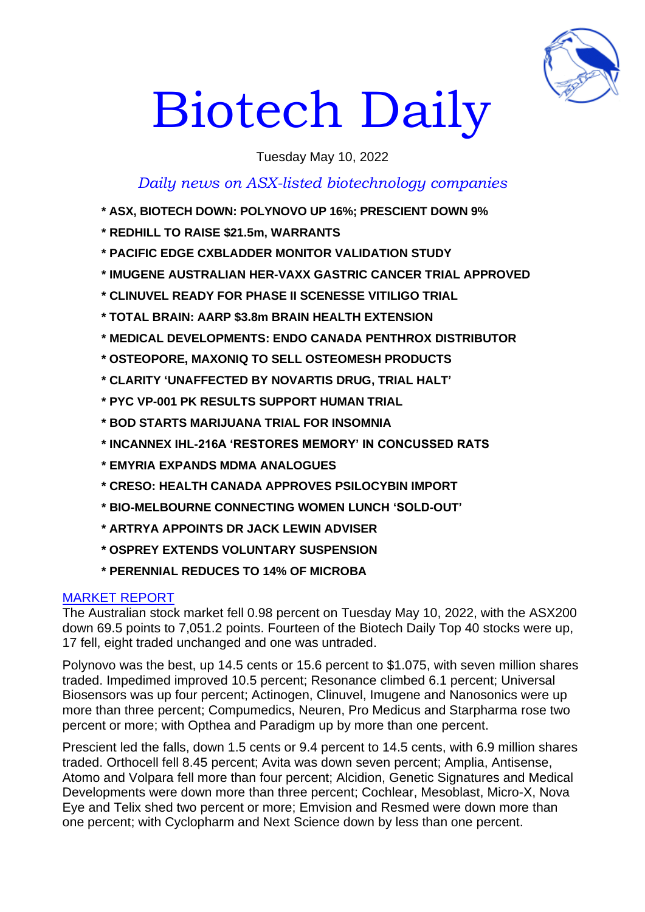# Biotech Daily

Tuesday May 10, 2022

*Daily news on ASX-listed biotechnology companies*

* **ASX, BIOTECH DOWN: POLYNOVO UP 16%; PRESCIENT DOWN 9%**
* **REDHILL TO RAISE $21.5m, WARRANTS**
* **PACIFIC EDGE CXBLADDER MONITOR VALIDATION STUDY**
* **IMUGENE AUSTRALIAN HER-VAXX GASTRIC CANCER TRIAL APPROVED**
* **CLINUVEL READY FOR PHASE II SCENESSE VITILIGO TRIAL**
* **TOTAL BRAIN: AARP $3.8m BRAIN HEALTH EXTENSION**
* **MEDICAL DEVELOPMENTS: ENDO CANADA PENTHROX DISTRIBUTOR**
* **OSTEOPORE, MAXONIQ TO SELL OSTEOMESH PRODUCTS**
* **CLARITY 'UNAFFECTED BY NOVARTIS DRUG, TRIAL HALT'**
* **PYC VP-001 PK RESULTS SUPPORT HUMAN TRIAL**
* **BOD STARTS MARIJUANA TRIAL FOR INSOMNIA**
* **INCANNEX IHL-216A 'RESTORES MEMORY' IN CONCUSSED RATS**
* **EMYRIA EXPANDS MDMA ANALOGUES**
* **CRESO: HEALTH CANADA APPROVES PSILOCYBIN IMPORT**
* **BIO-MELBOURNE CONNECTING WOMEN LUNCH 'SOLD-OUT'**
* **ARTRYA APPOINTS DR JACK LEWIN ADVISER**
* **OSPREY EXTENDS VOLUNTARY SUSPENSION**
* **PERENNIAL REDUCES TO 14% OF MICROBA**

## MARKET REPORT

The Australian stock market fell 0.98 percent on Tuesday May 10, 2022, with the ASX200 down 69.5 points to 7,051.2 points. Fourteen of the Biotech Daily Top 40 stocks were up, 17 fell, eight traded unchanged and one was untraded.

Polynovo was the best, up 14.5 cents or 15.6 percent to $1.075, with seven million shares traded. Impedimed improved 10.5 percent; Resonance climbed 6.1 percent; Universal Biosensors was up four percent; Actinogen, Clinuvel, Imugene and Nanosonics were up more than three percent; Compumedics, Neuren, Pro Medicus and Starpharma rose two percent or more; with Opthea and Paradigm up by more than one percent.

Prescient led the falls, down 1.5 cents or 9.4 percent to 14.5 cents, with 6.9 million shares traded. Orthocell fell 8.45 percent; Avita was down seven percent; Amplia, Antisense, Atomo and Volpara fell more than four percent; Alcidion, Genetic Signatures and Medical Developments were down more than three percent; Cochlear, Mesoblast, Micro-X, Nova Eye and Telix shed two percent or more; Emvision and Resmed were down more than one percent; with Cyclopharm and Next Science down by less than one percent.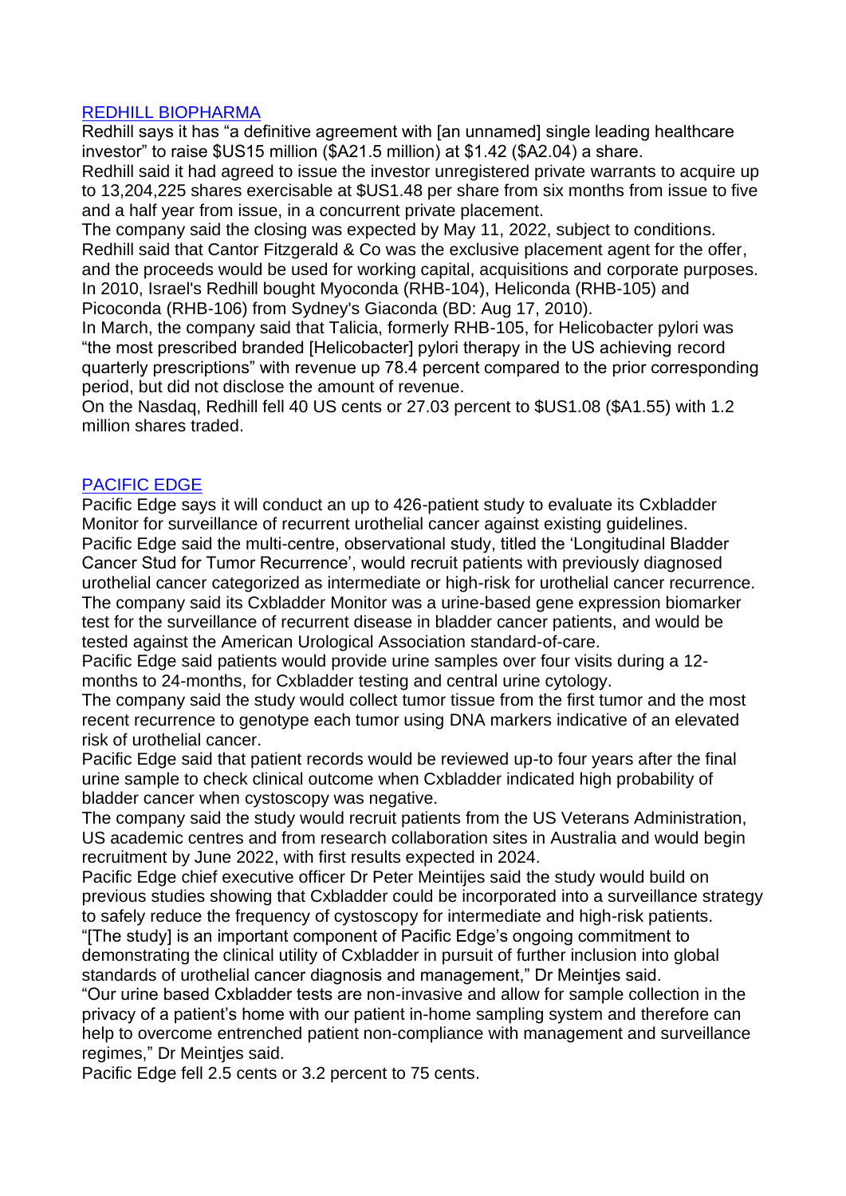## REDHILL BIOPHARMA

Redhill says it has "a definitive agreement with [an unnamed] single leading healthcare investor" to raise $US15 million ($A21.5 million) at $1.42 ($A2.04) a share.

Redhill said it had agreed to issue the investor unregistered private warrants to acquire up to 13,204,225 shares exercisable at $US1.48 per share from six months from issue to five and a half year from issue, in a concurrent private placement.

The company said the closing was expected by May 11, 2022, subject to conditions.

Redhill said that Cantor Fitzgerald & Co was the exclusive placement agent for the offer, and the proceeds would be used for working capital, acquisitions and corporate purposes.

In 2010, Israel's Redhill bought Myoconda (RHB-104), Heliconda (RHB-105) and Picoconda (RHB-106) from Sydney's Giaconda (BD: Aug 17, 2010).

In March, the company said that Talicia, formerly RHB-105, for Helicobacter pylori was "the most prescribed branded [Helicobacter] pylori therapy in the US achieving record quarterly prescriptions" with revenue up 78.4 percent compared to the prior corresponding period, but did not disclose the amount of revenue.

On the Nasdaq, Redhill fell 40 US cents or 27.03 percent to $US1.08 ($A1.55) with 1.2 million shares traded.

## PACIFIC EDGE

Pacific Edge says it will conduct an up to 426-patient study to evaluate its Cxbladder Monitor for surveillance of recurrent urothelial cancer against existing guidelines.

Pacific Edge said the multi-centre, observational study, titled the 'Longitudinal Bladder Cancer Stud for Tumor Recurrence', would recruit patients with previously diagnosed urothelial cancer categorized as intermediate or high-risk for urothelial cancer recurrence.

The company said its Cxbladder Monitor was a urine-based gene expression biomarker test for the surveillance of recurrent disease in bladder cancer patients, and would be tested against the American Urological Association standard-of-care.

Pacific Edge said patients would provide urine samples over four visits during a 12-months to 24-months, for Cxbladder testing and central urine cytology.

The company said the study would collect tumor tissue from the first tumor and the most recent recurrence to genotype each tumor using DNA markers indicative of an elevated risk of urothelial cancer.

Pacific Edge said that patient records would be reviewed up-to four years after the final urine sample to check clinical outcome when Cxbladder indicated high probability of bladder cancer when cystoscopy was negative.

The company said the study would recruit patients from the US Veterans Administration, US academic centres and from research collaboration sites in Australia and would begin recruitment by June 2022, with first results expected in 2024.

Pacific Edge chief executive officer Dr Peter Meintjes said the study would build on previous studies showing that Cxbladder could be incorporated into a surveillance strategy to safely reduce the frequency of cystoscopy for intermediate and high-risk patients.

"[The study] is an important component of Pacific Edge's ongoing commitment to demonstrating the clinical utility of Cxbladder in pursuit of further inclusion into global standards of urothelial cancer diagnosis and management," Dr Meintjes said.

"Our urine based Cxbladder tests are non-invasive and allow for sample collection in the privacy of a patient's home with our patient in-home sampling system and therefore can help to overcome entrenched patient non-compliance with management and surveillance regimes," Dr Meintjes said.

Pacific Edge fell 2.5 cents or 3.2 percent to 75 cents.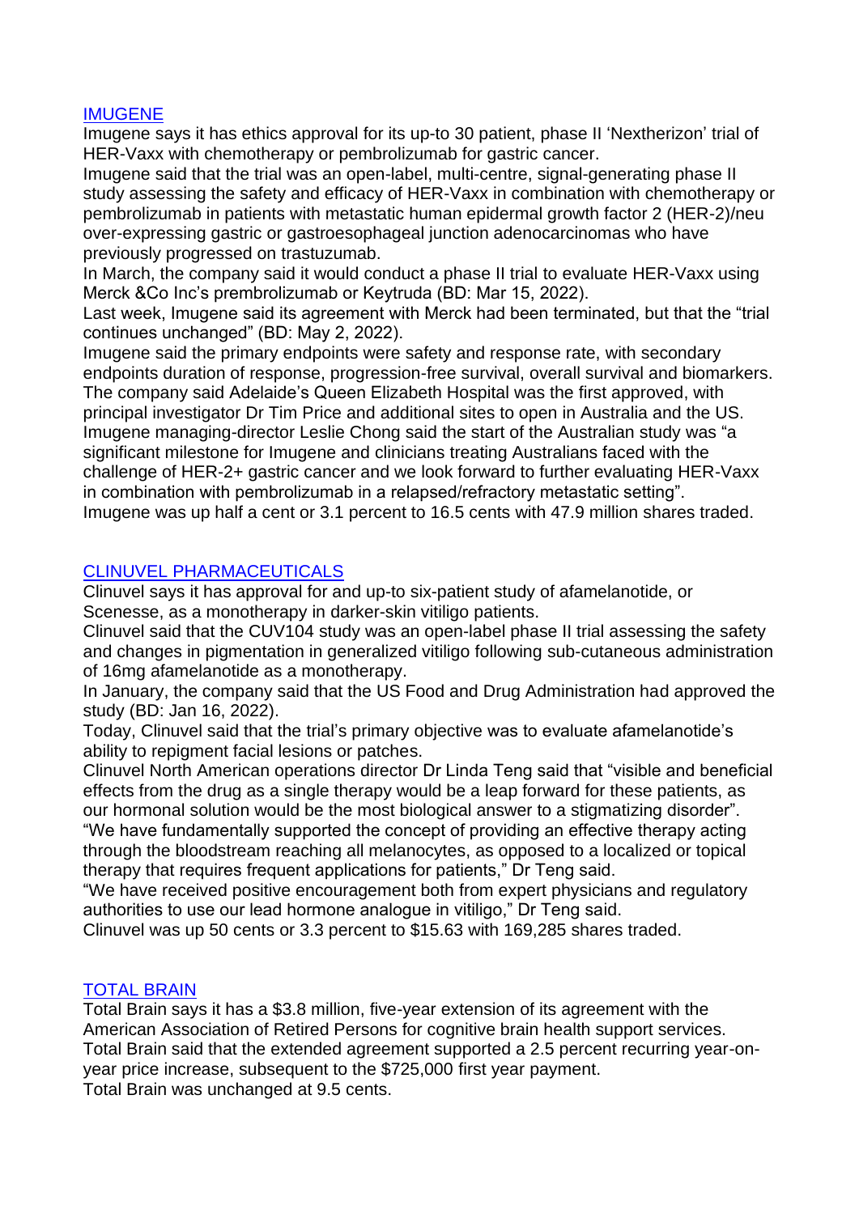## IMUGENE

Imugene says it has ethics approval for its up-to 30 patient, phase II 'Nextherizon' trial of HER-Vaxx with chemotherapy or pembrolizumab for gastric cancer.

Imugene said that the trial was an open-label, multi-centre, signal-generating phase II study assessing the safety and efficacy of HER-Vaxx in combination with chemotherapy or pembrolizumab in patients with metastatic human epidermal growth factor 2 (HER-2)/neu over-expressing gastric or gastroesophageal junction adenocarcinomas who have previously progressed on trastuzumab.

In March, the company said it would conduct a phase II trial to evaluate HER-Vaxx using Merck &Co Inc's prembrolizumab or Keytruda (BD: Mar 15, 2022).

Last week, Imugene said its agreement with Merck had been terminated, but that the "trial continues unchanged" (BD: May 2, 2022).

Imugene said the primary endpoints were safety and response rate, with secondary endpoints duration of response, progression-free survival, overall survival and biomarkers.

The company said Adelaide's Queen Elizabeth Hospital was the first approved, with principal investigator Dr Tim Price and additional sites to open in Australia and the US.

Imugene managing-director Leslie Chong said the start of the Australian study was "a significant milestone for Imugene and clinicians treating Australians faced with the challenge of HER-2+ gastric cancer and we look forward to further evaluating HER-Vaxx in combination with pembrolizumab in a relapsed/refractory metastatic setting".

Imugene was up half a cent or 3.1 percent to 16.5 cents with 47.9 million shares traded.

## CLINUVEL PHARMACEUTICALS

Clinuvel says it has approval for and up-to six-patient study of afamelanotide, or Scenesse, as a monotherapy in darker-skin vitiligo patients.

Clinuvel said that the CUV104 study was an open-label phase II trial assessing the safety and changes in pigmentation in generalized vitiligo following sub-cutaneous administration of 16mg afamelanotide as a monotherapy.

In January, the company said that the US Food and Drug Administration had approved the study (BD: Jan 16, 2022).

Today, Clinuvel said that the trial's primary objective was to evaluate afamelanotide's ability to repigment facial lesions or patches.

Clinuvel North American operations director Dr Linda Teng said that "visible and beneficial effects from the drug as a single therapy would be a leap forward for these patients, as our hormonal solution would be the most biological answer to a stigmatizing disorder".

"We have fundamentally supported the concept of providing an effective therapy acting through the bloodstream reaching all melanocytes, as opposed to a localized or topical therapy that requires frequent applications for patients," Dr Teng said.

"We have received positive encouragement both from expert physicians and regulatory authorities to use our lead hormone analogue in vitiligo," Dr Teng said.

Clinuvel was up 50 cents or 3.3 percent to $15.63 with 169,285 shares traded.

## TOTAL BRAIN

Total Brain says it has a $3.8 million, five-year extension of its agreement with the American Association of Retired Persons for cognitive brain health support services.

Total Brain said that the extended agreement supported a 2.5 percent recurring year-on-year price increase, subsequent to the $725,000 first year payment.

Total Brain was unchanged at 9.5 cents.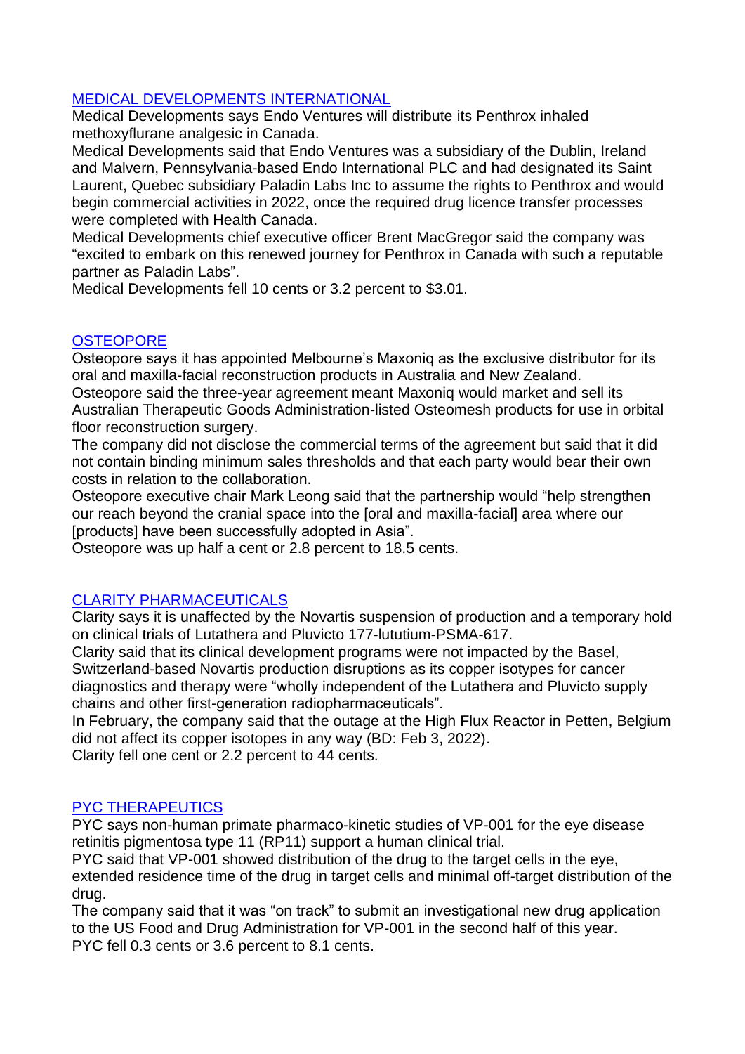## MEDICAL DEVELOPMENTS INTERNATIONAL

Medical Developments says Endo Ventures will distribute its Penthrox inhaled methoxyflurane analgesic in Canada.

Medical Developments said that Endo Ventures was a subsidiary of the Dublin, Ireland and Malvern, Pennsylvania-based Endo International PLC and had designated its Saint Laurent, Quebec subsidiary Paladin Labs Inc to assume the rights to Penthrox and would begin commercial activities in 2022, once the required drug licence transfer processes were completed with Health Canada.

Medical Developments chief executive officer Brent MacGregor said the company was "excited to embark on this renewed journey for Penthrox in Canada with such a reputable partner as Paladin Labs".

Medical Developments fell 10 cents or 3.2 percent to $3.01.

## OSTEOPORE

Osteopore says it has appointed Melbourne's Maxoniq as the exclusive distributor for its oral and maxilla-facial reconstruction products in Australia and New Zealand.

Osteopore said the three-year agreement meant Maxoniq would market and sell its Australian Therapeutic Goods Administration-listed Osteomesh products for use in orbital floor reconstruction surgery.

The company did not disclose the commercial terms of the agreement but said that it did not contain binding minimum sales thresholds and that each party would bear their own costs in relation to the collaboration.

Osteopore executive chair Mark Leong said that the partnership would "help strengthen our reach beyond the cranial space into the [oral and maxilla-facial] area where our [products] have been successfully adopted in Asia".

Osteopore was up half a cent or 2.8 percent to 18.5 cents.

## CLARITY PHARMACEUTICALS

Clarity says it is unaffected by the Novartis suspension of production and a temporary hold on clinical trials of Lutathera and Pluvicto 177-lututium-PSMA-617.

Clarity said that its clinical development programs were not impacted by the Basel, Switzerland-based Novartis production disruptions as its copper isotypes for cancer diagnostics and therapy were "wholly independent of the Lutathera and Pluvicto supply chains and other first-generation radiopharmaceuticals".

In February, the company said that the outage at the High Flux Reactor in Petten, Belgium did not affect its copper isotopes in any way (BD: Feb 3, 2022).

Clarity fell one cent or 2.2 percent to 44 cents.

## PYC THERAPEUTICS

PYC says non-human primate pharmaco-kinetic studies of VP-001 for the eye disease retinitis pigmentosa type 11 (RP11) support a human clinical trial.

PYC said that VP-001 showed distribution of the drug to the target cells in the eye, extended residence time of the drug in target cells and minimal off-target distribution of the drug.

The company said that it was "on track" to submit an investigational new drug application to the US Food and Drug Administration for VP-001 in the second half of this year.

PYC fell 0.3 cents or 3.6 percent to 8.1 cents.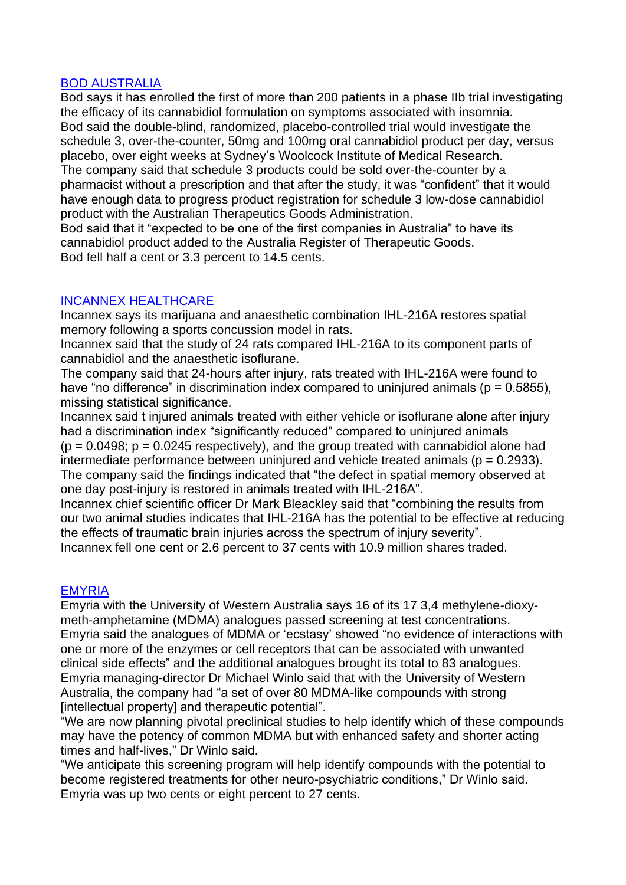[BOD AUSTRALIA]

Bod says it has enrolled the first of more than 200 patients in a phase IIb trial investigating the efficacy of its cannabidiol formulation on symptoms associated with insomnia.
Bod said the double-blind, randomized, placebo-controlled trial would investigate the schedule 3, over-the-counter, 50mg and 100mg oral cannabidiol product per day, versus placebo, over eight weeks at Sydney's Woolcock Institute of Medical Research.
The company said that schedule 3 products could be sold over-the-counter by a pharmacist without a prescription and that after the study, it was "confident" that it would have enough data to progress product registration for schedule 3 low-dose cannabidiol product with the Australian Therapeutics Goods Administration.
Bod said that it "expected to be one of the first companies in Australia" to have its cannabidiol product added to the Australia Register of Therapeutic Goods.
Bod fell half a cent or 3.3 percent to 14.5 cents.

[INCANNEX HEALTHCARE]

Incannex says its marijuana and anaesthetic combination IHL-216A restores spatial memory following a sports concussion model in rats.
Incannex said that the study of 24 rats compared IHL-216A to its component parts of cannabidiol and the anaesthetic isoflurane.
The company said that 24-hours after injury, rats treated with IHL-216A were found to have "no difference" in discrimination index compared to uninjured animals ($p = 0.5855$), missing statistical significance.
Incannex said t injured animals treated with either vehicle or isoflurane alone after injury had a discrimination index "significantly reduced" compared to uninjured animals ($p = 0.0498$; $p = 0.0245$ respectively), and the group treated with cannabidiol alone had intermediate performance between uninjured and vehicle treated animals ($p = 0.2933$).
The company said the findings indicated that "the defect in spatial memory observed at one day post-injury is restored in animals treated with IHL-216A".
Incannex chief scientific officer Dr Mark Bleackley said that "combining the results from our two animal studies indicates that IHL-216A has the potential to be effective at reducing the effects of traumatic brain injuries across the spectrum of injury severity".
Incannex fell one cent or 2.6 percent to 37 cents with 10.9 million shares traded.

[EMYRIA]

Emyria with the University of Western Australia says 16 of its 17 3,4 methylene-dioxy-meth-amphetamine (MDMA) analogues passed screening at test concentrations.
Emyria said the analogues of MDMA or 'ecstasy' showed "no evidence of interactions with one or more of the enzymes or cell receptors that can be associated with unwanted clinical side effects" and the additional analogues brought its total to 83 analogues.
Emyria managing-director Dr Michael Winlo said that with the University of Western Australia, the company had "a set of over 80 MDMA-like compounds with strong [intellectual property] and therapeutic potential".
"We are now planning pivotal preclinical studies to help identify which of these compounds may have the potency of common MDMA but with enhanced safety and shorter acting times and half-lives," Dr Winlo said.
"We anticipate this screening program will help identify compounds with the potential to become registered treatments for other neuro-psychiatric conditions," Dr Winlo said.
Emyria was up two cents or eight percent to 27 cents.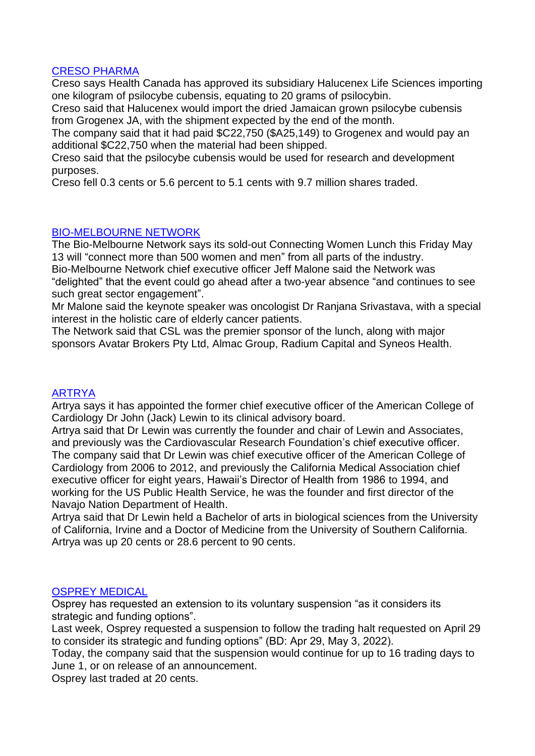## CRESO PHARMA

Creso says Health Canada has approved its subsidiary Halucenex Life Sciences importing one kilogram of psilocybe cubensis, equating to 20 grams of psilocybin.

Creso said that Halucenex would import the dried Jamaican grown psilocybe cubensis from Grogenex JA, with the shipment expected by the end of the month.

The company said that it had paid $C22,750 ($A25,149) to Grogenex and would pay an additional $C22,750 when the material had been shipped.

Creso said that the psilocybe cubensis would be used for research and development purposes.

Creso fell 0.3 cents or 5.6 percent to 5.1 cents with 9.7 million shares traded.

## BIO-MELBOURNE NETWORK

The Bio-Melbourne Network says its sold-out Connecting Women Lunch this Friday May 13 will "connect more than 500 women and men" from all parts of the industry.

Bio-Melbourne Network chief executive officer Jeff Malone said the Network was "delighted" that the event could go ahead after a two-year absence "and continues to see such great sector engagement".

Mr Malone said the keynote speaker was oncologist Dr Ranjana Srivastava, with a special interest in the holistic care of elderly cancer patients.

The Network said that CSL was the premier sponsor of the lunch, along with major sponsors Avatar Brokers Pty Ltd, Almac Group, Radium Capital and Syneos Health.

## ARTRYA

Artrya says it has appointed the former chief executive officer of the American College of Cardiology Dr John (Jack) Lewin to its clinical advisory board.

Artrya said that Dr Lewin was currently the founder and chair of Lewin and Associates, and previously was the Cardiovascular Research Foundation's chief executive officer.

The company said that Dr Lewin was chief executive officer of the American College of Cardiology from 2006 to 2012, and previously the California Medical Association chief executive officer for eight years, Hawaii's Director of Health from 1986 to 1994, and working for the US Public Health Service, he was the founder and first director of the Navajo Nation Department of Health.

Artrya said that Dr Lewin held a Bachelor of arts in biological sciences from the University of California, Irvine and a Doctor of Medicine from the University of Southern California.

Artrya was up 20 cents or 28.6 percent to 90 cents.

## OSPREY MEDICAL

Osprey has requested an extension to its voluntary suspension "as it considers its strategic and funding options".

Last week, Osprey requested a suspension to follow the trading halt requested on April 29 to consider its strategic and funding options" (BD: Apr 29, May 3, 2022).

Today, the company said that the suspension would continue for up to 16 trading days to June 1, or on release of an announcement.

Osprey last traded at 20 cents.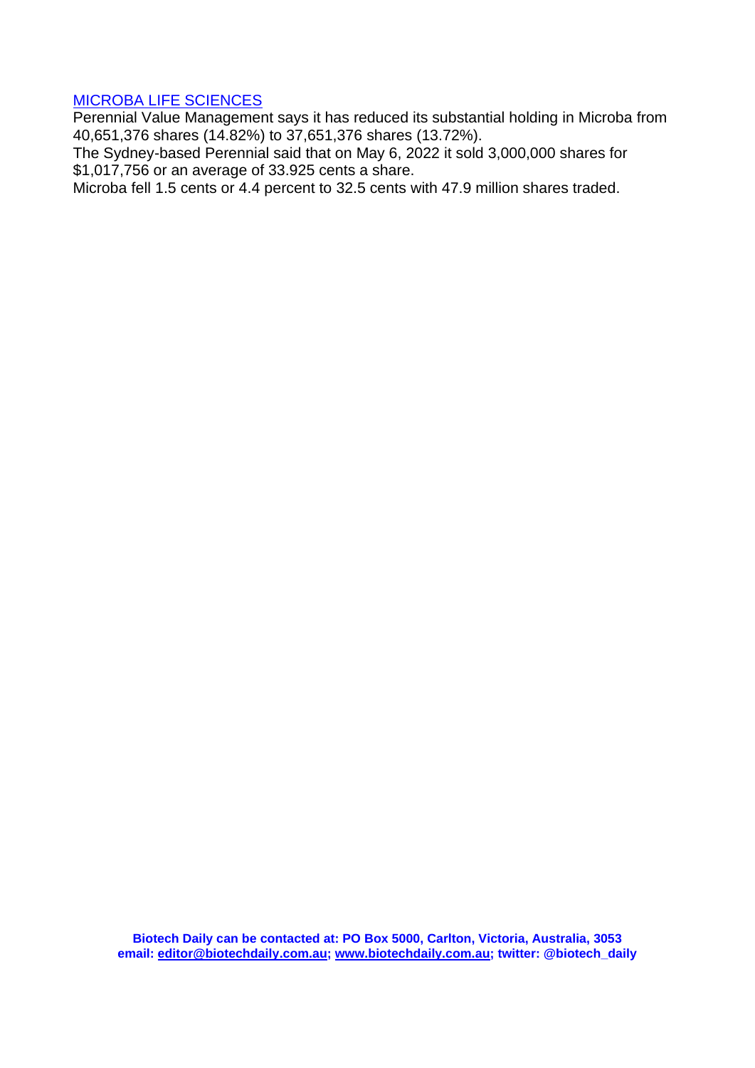## MICROBA LIFE SCIENCES

Perennial Value Management says it has reduced its substantial holding in Microba from 40,651,376 shares (14.82%) to 37,651,376 shares (13.72%).

The Sydney-based Perennial said that on May 6, 2022 it sold 3,000,000 shares for $1,017,756 or an average of 33.925 cents a share.

Microba fell 1.5 cents or 4.4 percent to 32.5 cents with 47.9 million shares traded.